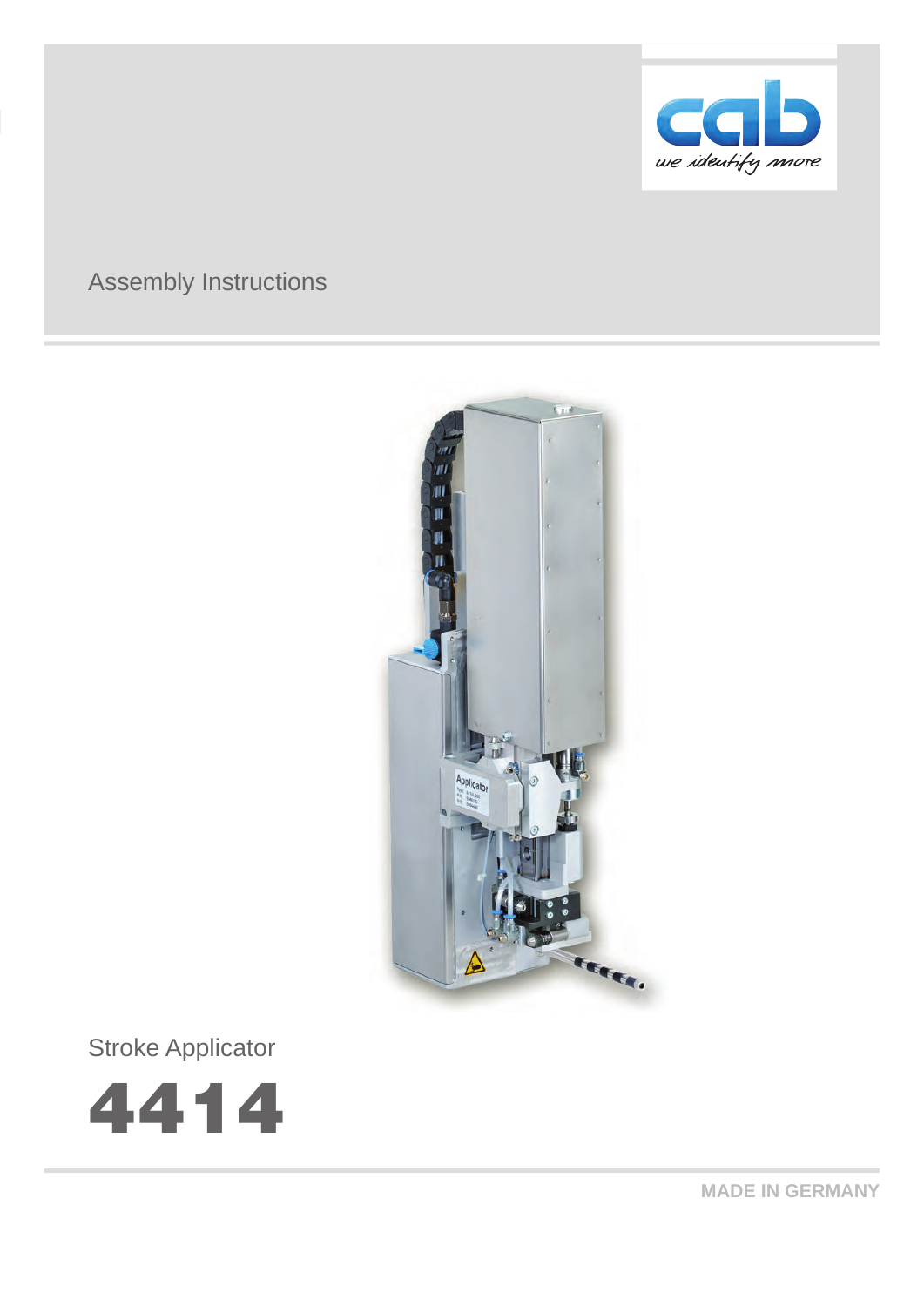cab

we identify more

Assembly Instructions

Stroke Applicator

# 4414

MADE IN GERMANY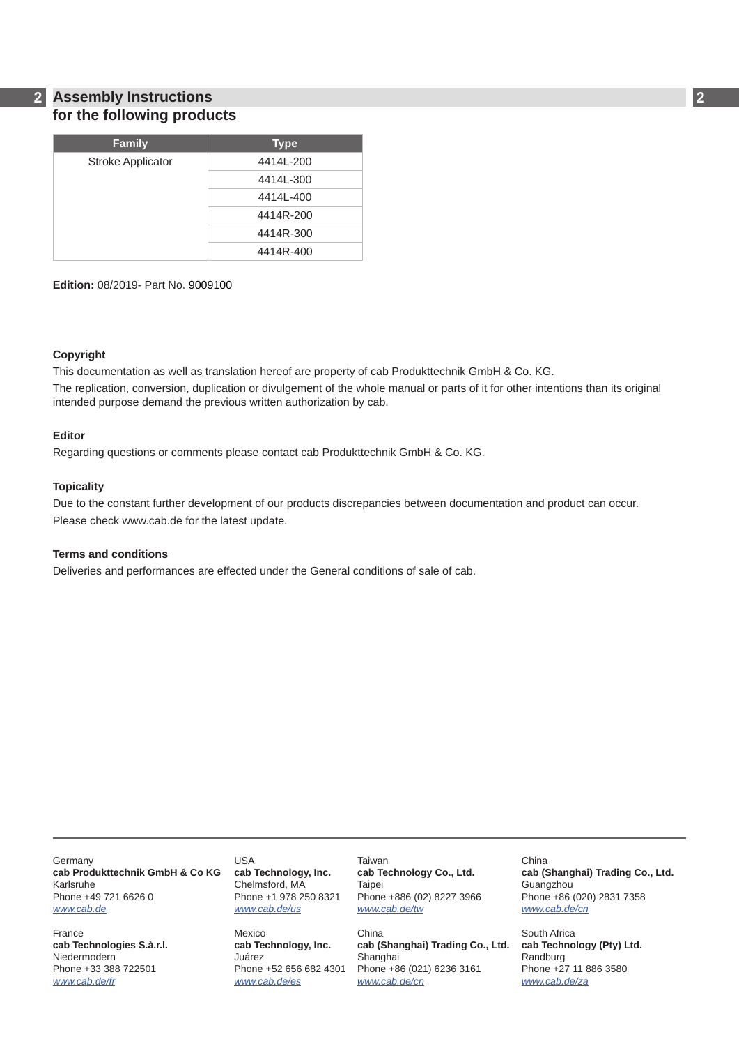# Assembly Instructions for the following products

| Family | Type |
|---|---|
| Stroke Applicator | 4414L-200 |
| | 4414L-300 |
| | 4414L-400 |
| | 4414R-200 |
| | 4414R-300 |
| | 4414R-400 |

**Edition:** 08/2019- Part No. 9009100

**Copyright**

This documentation as well as translation hereof are property of cab Produkttechnik GmbH & Co. KG.

The replication, conversion, duplication or divulgement of the whole manual or parts of it for other intentions than its original intended purpose demand the previous written authorization by cab.

**Editor**

Regarding questions or comments please contact cab Produkttechnik GmbH & Co. KG.

**Topicality**

Due to the constant further development of our products discrepancies between documentation and product can occur.

Please check www.cab.de for the latest update.

**Terms and conditions**

Deliveries and performances are effected under the General conditions of sale of cab.

---

Germany
**cab Produkttechnik GmbH & Co KG**
Karlsruhe
Phone +49 721 6626 0
*www.cab.de*

France
**cab Technologies S.à.r.l.**
Niedermodern
Phone +33 388 722501
*www.cab.de/fr*

USA
**cab Technology, Inc.**
Chelmsford, MA
Phone +1 978 250 8321
*www.cab.de/us*

Mexico
**cab Technology, Inc.**
Juárez
Phone +52 656 682 4301
*www.cab.de/es*

Taiwan
**cab Technology Co., Ltd.**
Taipei
Phone +886 (02) 8227 3966
*www.cab.de/tw*

China
**cab (Shanghai) Trading Co., Ltd.**
Shanghai
Phone +86 (021) 6236 3161
*www.cab.de/cn*

China
**cab (Shanghai) Trading Co., Ltd.**
Guangzhou
Phone +86 (020) 2831 7358
*www.cab.de/cn*

South Africa
**cab Technology (Pty) Ltd.**
Randburg
Phone +27 11 886 3580
*www.cab.de/za*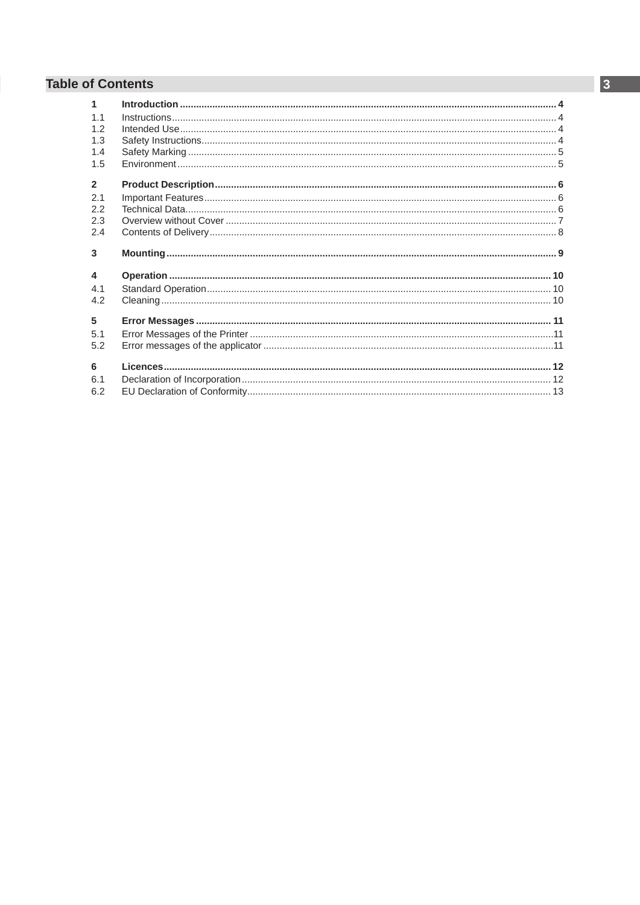# Table of Contents

**1 Introduction** ... 4

1.1 Instructions ... 4
1.2 Intended Use ... 4
1.3 Safety Instructions ... 4
1.4 Safety Marking ... 5
1.5 Environment ... 5

**2 Product Description** ... 6

2.1 Important Features ... 6
2.2 Technical Data ... 6
2.3 Overview without Cover ... 7
2.4 Contents of Delivery ... 8

**3 Mounting** ... 9

**4 Operation** ... 10

4.1 Standard Operation ... 10
4.2 Cleaning ... 10

**5 Error Messages** ... 11

5.1 Error Messages of the Printer ... 11
5.2 Error messages of the applicator ... 11

**6 Licences** ... 12

6.1 Declaration of Incorporation ... 12
6.2 EU Declaration of Conformity ... 13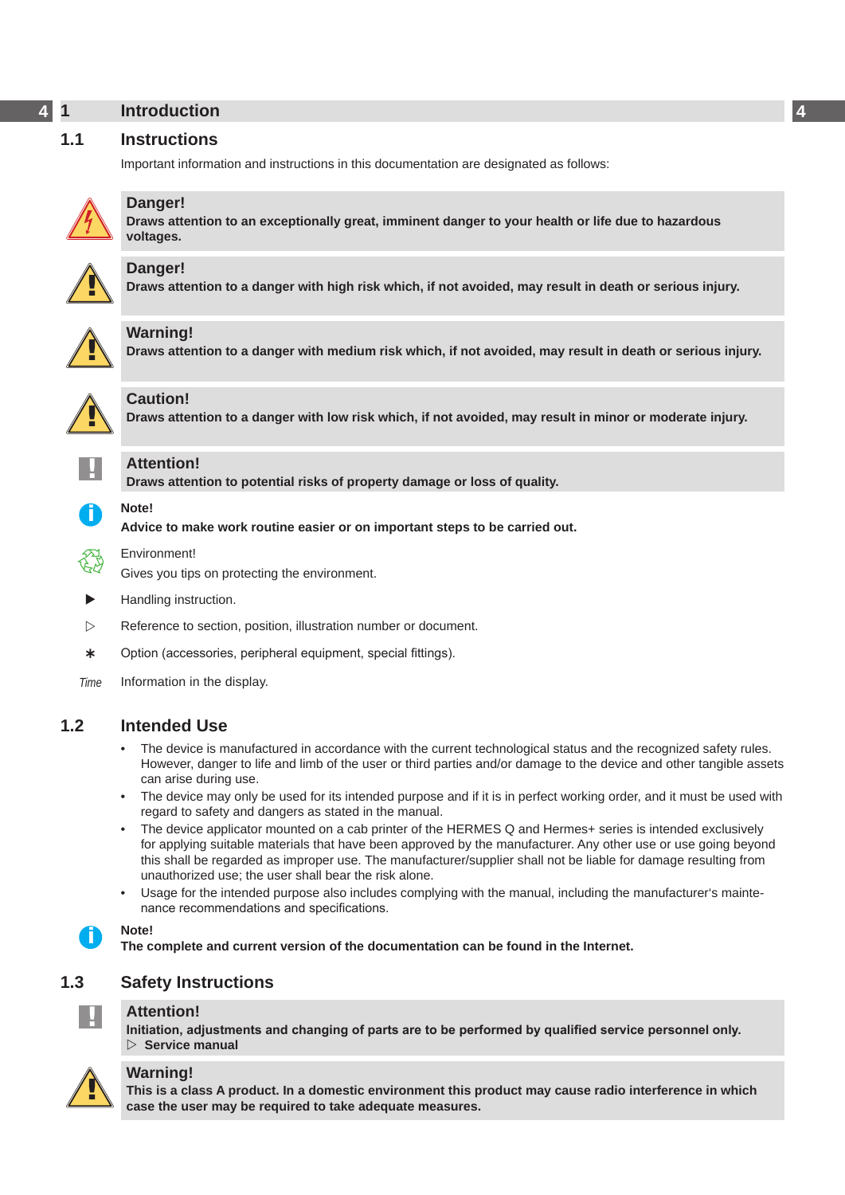# 1 Introduction

## 1.1 Instructions

Important information and instructions in this documentation are designated as follows:

**Danger!**
**Draws attention to an exceptionally great, imminent danger to your health or life due to hazardous voltages.**

**Danger!**
**Draws attention to a danger with high risk which, if not avoided, may result in death or serious injury.**

**Warning!**
**Draws attention to a danger with medium risk which, if not avoided, may result in death or serious injury.**

**Caution!**
**Draws attention to a danger with low risk which, if not avoided, may result in minor or moderate injury.**

**Attention!**
**Draws attention to potential risks of property damage or loss of quality.**

**Note!**
**Advice to make work routine easier or on important steps to be carried out.**

Environment!
Gives you tips on protecting the environment.

▶ Handling instruction.

▷ Reference to section, position, illustration number or document.

∗ Option (accessories, peripheral equipment, special fittings).

*Time* Information in the display.

## 1.2 Intended Use

- The device is manufactured in accordance with the current technological status and the recognized safety rules. However, danger to life and limb of the user or third parties and/or damage to the device and other tangible assets can arise during use.
- The device may only be used for its intended purpose and if it is in perfect working order, and it must be used with regard to safety and dangers as stated in the manual.
- The device applicator mounted on a cab printer of the HERMES Q and Hermes+ series is intended exclusively for applying suitable materials that have been approved by the manufacturer. Any other use or use going beyond this shall be regarded as improper use. The manufacturer/supplier shall not be liable for damage resulting from unauthorized use; the user shall bear the risk alone.
- Usage for the intended purpose also includes complying with the manual, including the manufacturer's maintenance recommendations and specifications.

**Note!**
**The complete and current version of the documentation can be found in the Internet.**

## 1.3 Safety Instructions

**Attention!**
**Initiation, adjustments and changing of parts are to be performed by qualified service personnel only.**
**▷ Service manual**

**Warning!**
**This is a class A product. In a domestic environment this product may cause radio interference in which case the user may be required to take adequate measures.**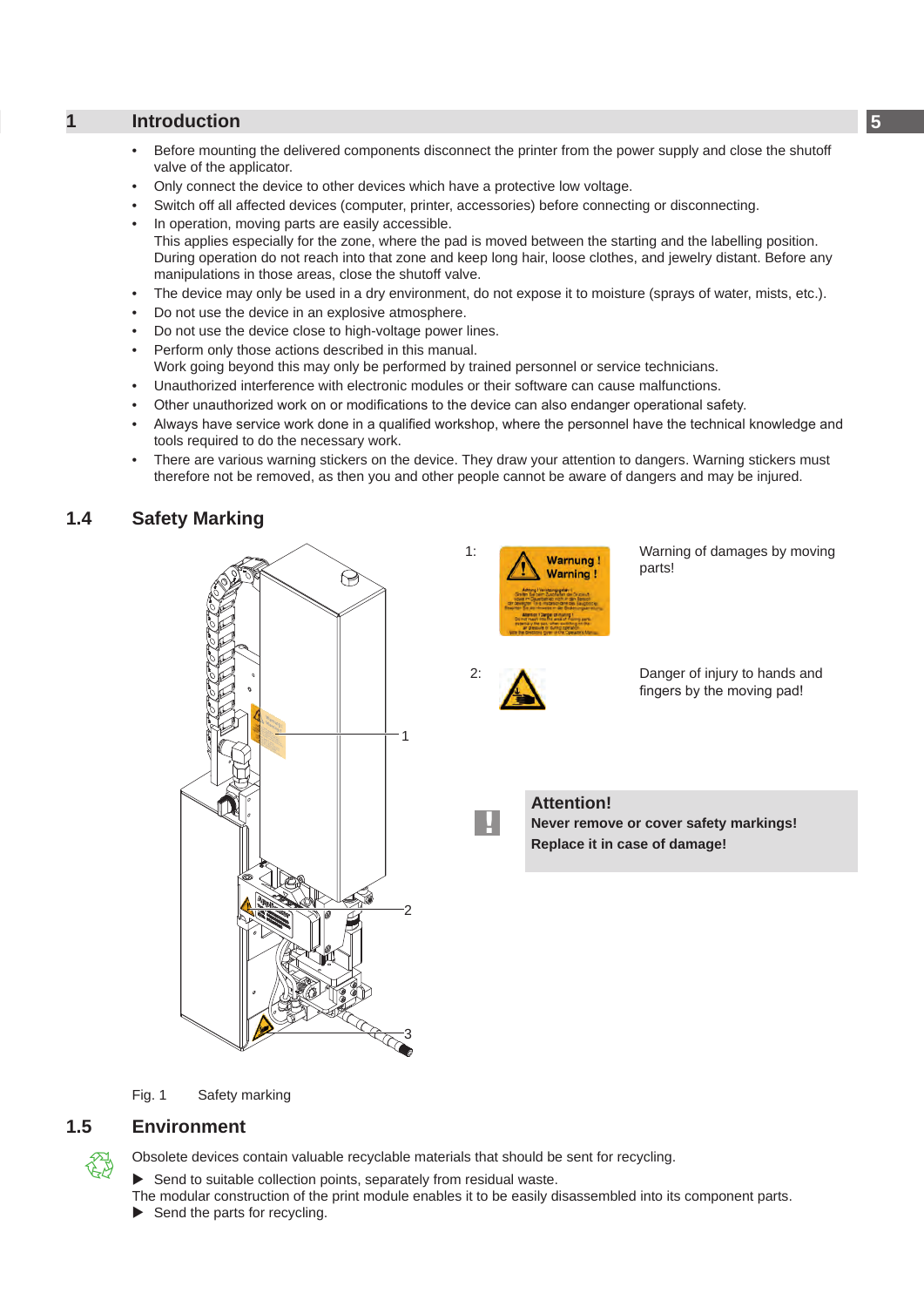- Before mounting the delivered components disconnect the printer from the power supply and close the shutoff valve of the applicator.
- Only connect the device to other devices which have a protective low voltage.
- Switch off all affected devices (computer, printer, accessories) before connecting or disconnecting.
- In operation, moving parts are easily accessible.
  This applies especially for the zone, where the pad is moved between the starting and the labelling position. During operation do not reach into that zone and keep long hair, loose clothes, and jewelry distant. Before any manipulations in those areas, close the shutoff valve.
- The device may only be used in a dry environment, do not expose it to moisture (sprays of water, mists, etc.).
- Do not use the device in an explosive atmosphere.
- Do not use the device close to high-voltage power lines.
- Perform only those actions described in this manual.
  Work going beyond this may only be performed by trained personnel or service technicians.
- Unauthorized interference with electronic modules or their software can cause malfunctions.
- Other unauthorized work on or modifications to the device can also endanger operational safety.
- Always have service work done in a qualified workshop, where the personnel have the technical knowledge and tools required to do the necessary work.
- There are various warning stickers on the device. They draw your attention to dangers. Warning stickers must therefore not be removed, as then you and other people cannot be aware of dangers and may be injured.

## 1.4 Safety Marking

1: Warning of damages by moving parts!

2: Danger of injury to hands and fingers by the moving pad!

**Attention!**
**Never remove or cover safety markings!**
**Replace it in case of damage!**

Fig. 1 Safety marking

## 1.5 Environment

Obsolete devices contain valuable recyclable materials that should be sent for recycling.

▶ Send to suitable collection points, separately from residual waste.

The modular construction of the print module enables it to be easily disassembled into its component parts.

▶ Send the parts for recycling.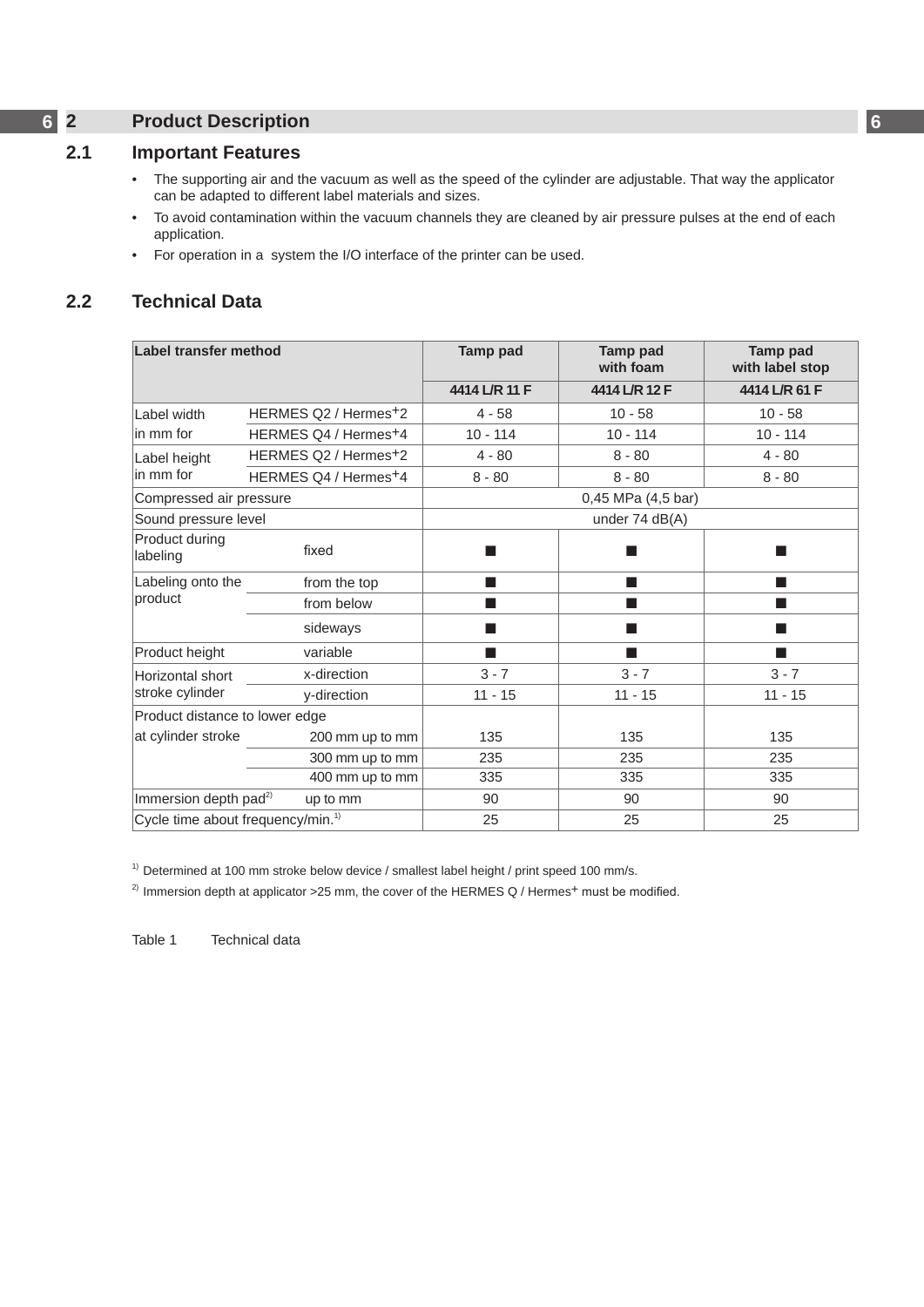# 2 Product Description

## 2.1 Important Features

- The supporting air and the vacuum as well as the speed of the cylinder are adjustable. That way the applicator can be adapted to different label materials and sizes.
- To avoid contamination within the vacuum channels they are cleaned by air pressure pulses at the end of each application.
- For operation in a  system the I/O interface of the printer can be used.

## 2.2 Technical Data

| **Label transfer method** | | **Tamp pad** | **Tamp pad with foam** | **Tamp pad with label stop** |
|---|---|---|---|---|
| | | **4414 L/R 11 F** | **4414 L/R 12 F** | **4414 L/R 61 F** |
| Label width in mm for | HERMES Q2 / Hermes+2 | 4 - 58 | 10 - 58 | 10 - 58 |
| | HERMES Q4 / Hermes+4 | 10 - 114 | 10 - 114 | 10 - 114 |
| Label height in mm for | HERMES Q2 / Hermes+2 | 4 - 80 | 8 - 80 | 4 - 80 |
| | HERMES Q4 / Hermes+4 | 8 - 80 | 8 - 80 | 8 - 80 |
| Compressed air pressure | | 0,45 MPa (4,5 bar) | | |
| Sound pressure level | | under 74 dB(A) | | |
| Product during labeling | fixed | ■ | ■ | ■ |
| Labeling onto the product | from the top | ■ | ■ | ■ |
| | from below | ■ | ■ | ■ |
| | sideways | ■ | ■ | ■ |
| Product height | variable | ■ | ■ | ■ |
| Horizontal short stroke cylinder | x-direction | 3 - 7 | 3 - 7 | 3 - 7 |
| | y-direction | 11 - 15 | 11 - 15 | 11 - 15 |
| Product distance to lower edge at cylinder stroke | 200 mm up to mm | 135 | 135 | 135 |
| | 300 mm up to mm | 235 | 235 | 235 |
| | 400 mm up to mm | 335 | 335 | 335 |
| Immersion depth pad[2] | up to mm | 90 | 90 | 90 |
| Cycle time about frequency/min.[1] | | 25 | 25 | 25 |

[1] Determined at 100 mm stroke below device / smallest label height / print speed 100 mm/s.

[2] Immersion depth at applicator >25 mm, the cover of the HERMES Q / Hermes+ must be modified.

Table 1 Technical data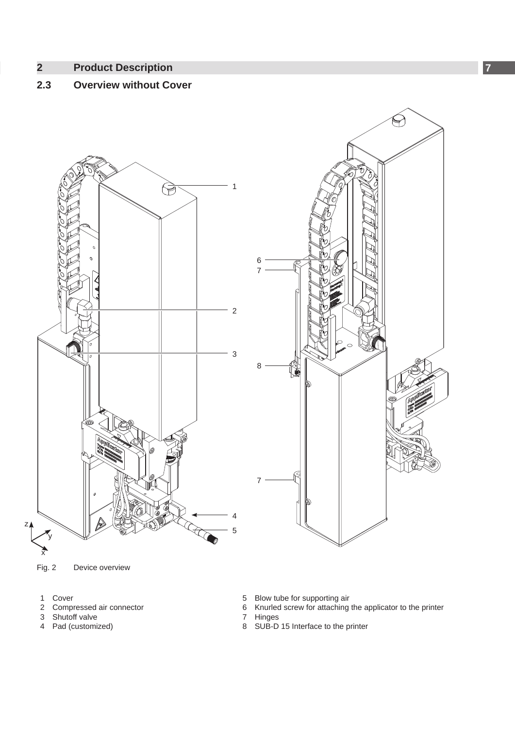## 2 Product Description

### 2.3 Overview without Cover

Fig. 2 Device overview

1 Cover
2 Compressed air connector
3 Shutoff valve
4 Pad (customized)
5 Blow tube for supporting air
6 Knurled screw for attaching the applicator to the printer
7 Hinges
8 SUB-D 15 Interface to the printer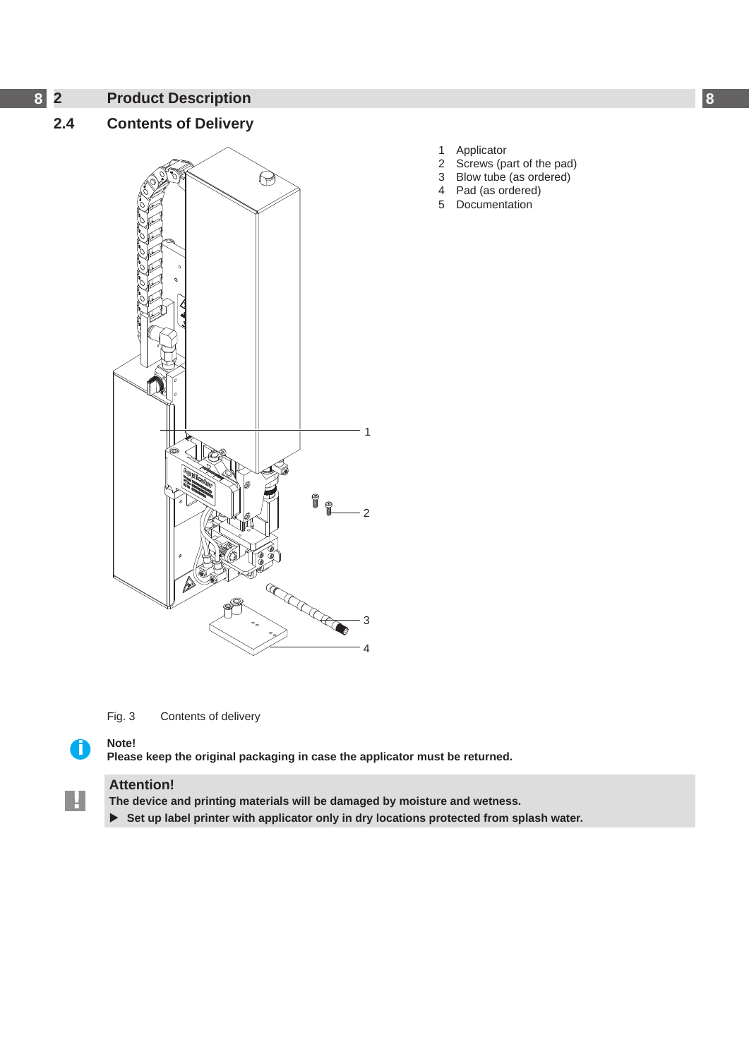## 2 Product Description

### 2.4 Contents of Delivery

1 Applicator
2 Screws (part of the pad)
3 Blow tube (as ordered)
4 Pad (as ordered)
5 Documentation

Fig. 3 Contents of delivery

**Note!**
**Please keep the original packaging in case the applicator must be returned.**

**Attention!**
**The device and printing materials will be damaged by moisture and wetness.**
- ▶ **Set up label printer with applicator only in dry locations protected from splash water.**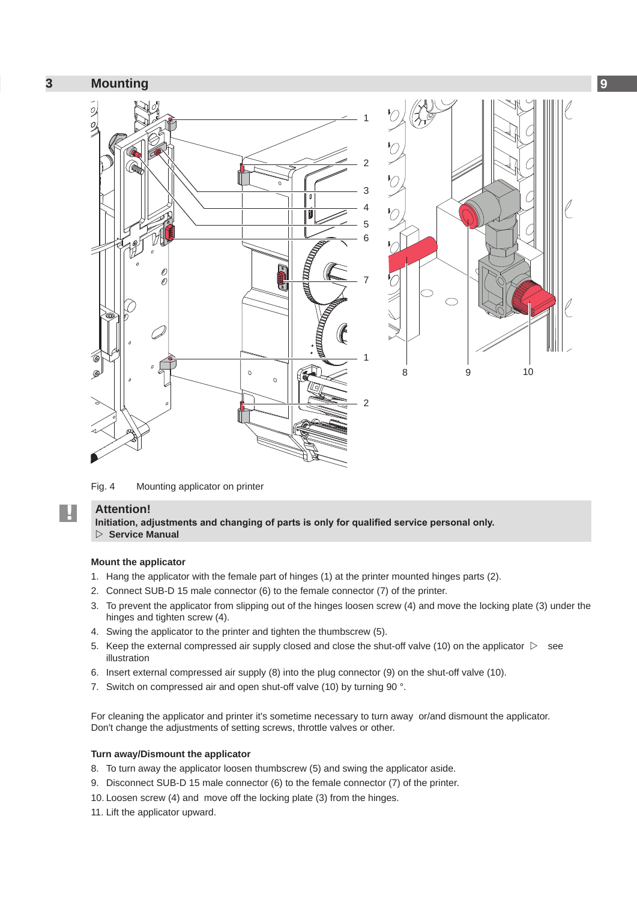# 3 Mounting

Fig. 4 Mounting applicator on printer

**Attention!**
**Initiation, adjustments and changing of parts is only for qualified service personal only.**
**▷ Service Manual**

### Mount the applicator

1. Hang the applicator with the female part of hinges (1) at the printer mounted hinges parts (2).
2. Connect SUB-D 15 male connector (6) to the female connector (7) of the printer.
3. To prevent the applicator from slipping out of the hinges loosen screw (4) and move the locking plate (3) under the hinges and tighten screw (4).
4. Swing the applicator to the printer and tighten the thumbscrew (5).
5. Keep the external compressed air supply closed and close the shut-off valve (10) on the applicator ▷ see illustration
6. Insert external compressed air supply (8) into the plug connector (9) on the shut-off valve (10).
7. Switch on compressed air and open shut-off valve (10) by turning 90 °.

For cleaning the applicator and printer it's sometime necessary to turn away or/and dismount the applicator.
Don't change the adjustments of setting screws, throttle valves or other.

### Turn away/Dismount the applicator

8. To turn away the applicator loosen thumbscrew (5) and swing the applicator aside.
9. Disconnect SUB-D 15 male connector (6) to the female connector (7) of the printer.
10. Loosen screw (4) and move off the locking plate (3) from the hinges.
11. Lift the applicator upward.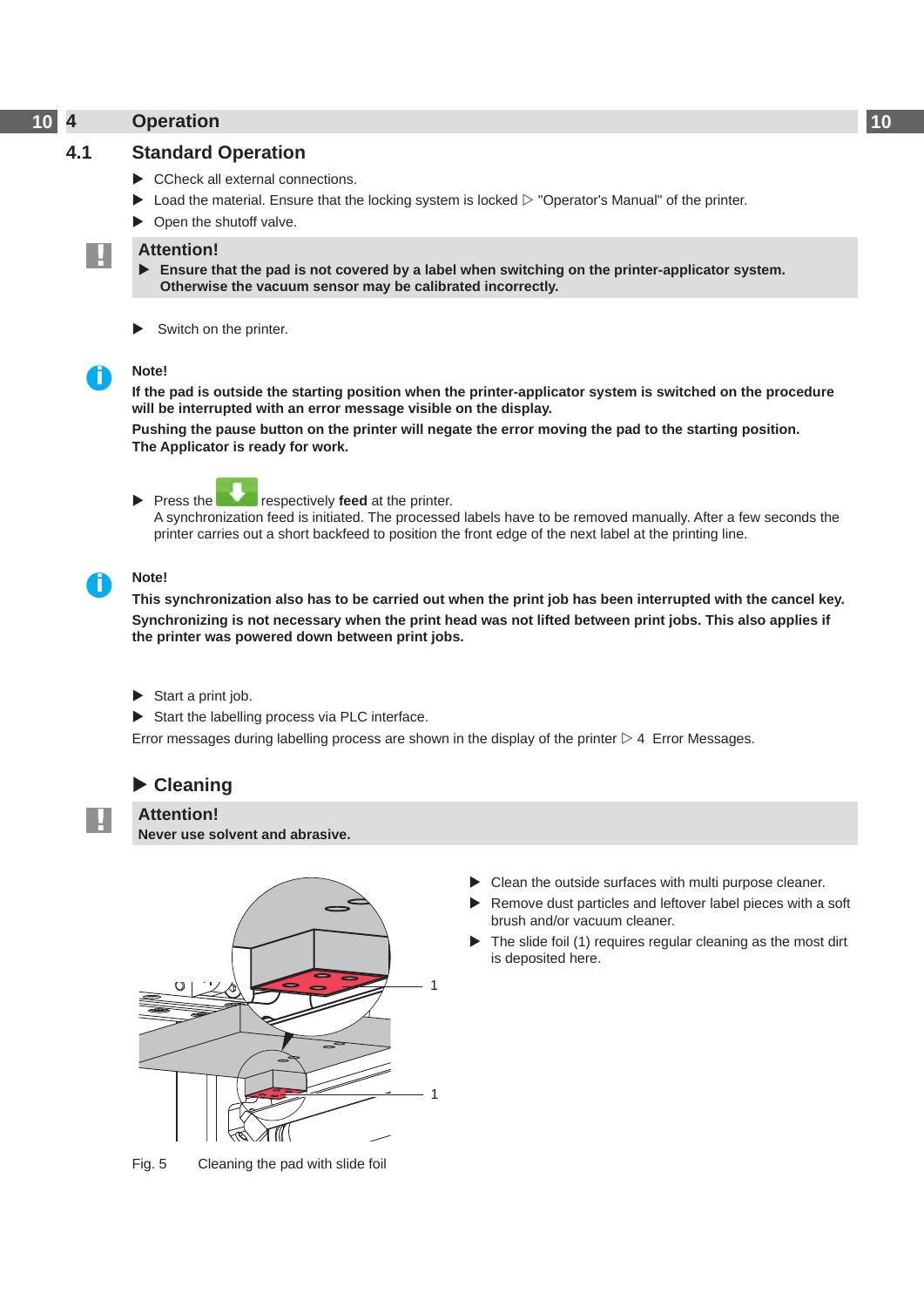# 4 Operation

## 4.1 Standard Operation

- CCheck all external connections.
- Load the material. Ensure that the locking system is locked ▷ "Operator's Manual" of the printer.
- Open the shutoff valve.

**Attention!**
- **Ensure that the pad is not covered by a label when switching on the printer-applicator system. Otherwise the vacuum sensor may be calibrated incorrectly.**

- Switch on the printer.

**Note!**
**If the pad is outside the starting position when the printer-applicator system is switched on the procedure will be interrupted with an error message visible on the display.**
**Pushing the pause button on the printer will negate the error moving the pad to the starting position. The Applicator is ready for work.**

- Press the  respectively **feed** at the printer.
  A synchronization feed is initiated. The processed labels have to be removed manually. After a few seconds the printer carries out a short backfeed to position the front edge of the next label at the printing line.

**Note!**
**This synchronization also has to be carried out when the print job has been interrupted with the cancel key.**
**Synchronizing is not necessary when the print head was not lifted between print jobs. This also applies if the printer was powered down between print jobs.**

- Start a print job.
- Start the labelling process via PLC interface.

Error messages during labelling process are shown in the display of the printer ▷ 4 Error Messages.

### Cleaning

**Attention!**
**Never use solvent and abrasive.**

- Clean the outside surfaces with multi purpose cleaner.
- Remove dust particles and leftover label pieces with a soft brush and/or vacuum cleaner.
- The slide foil (1) requires regular cleaning as the most dirt is deposited here.

Fig. 5 Cleaning the pad with slide foil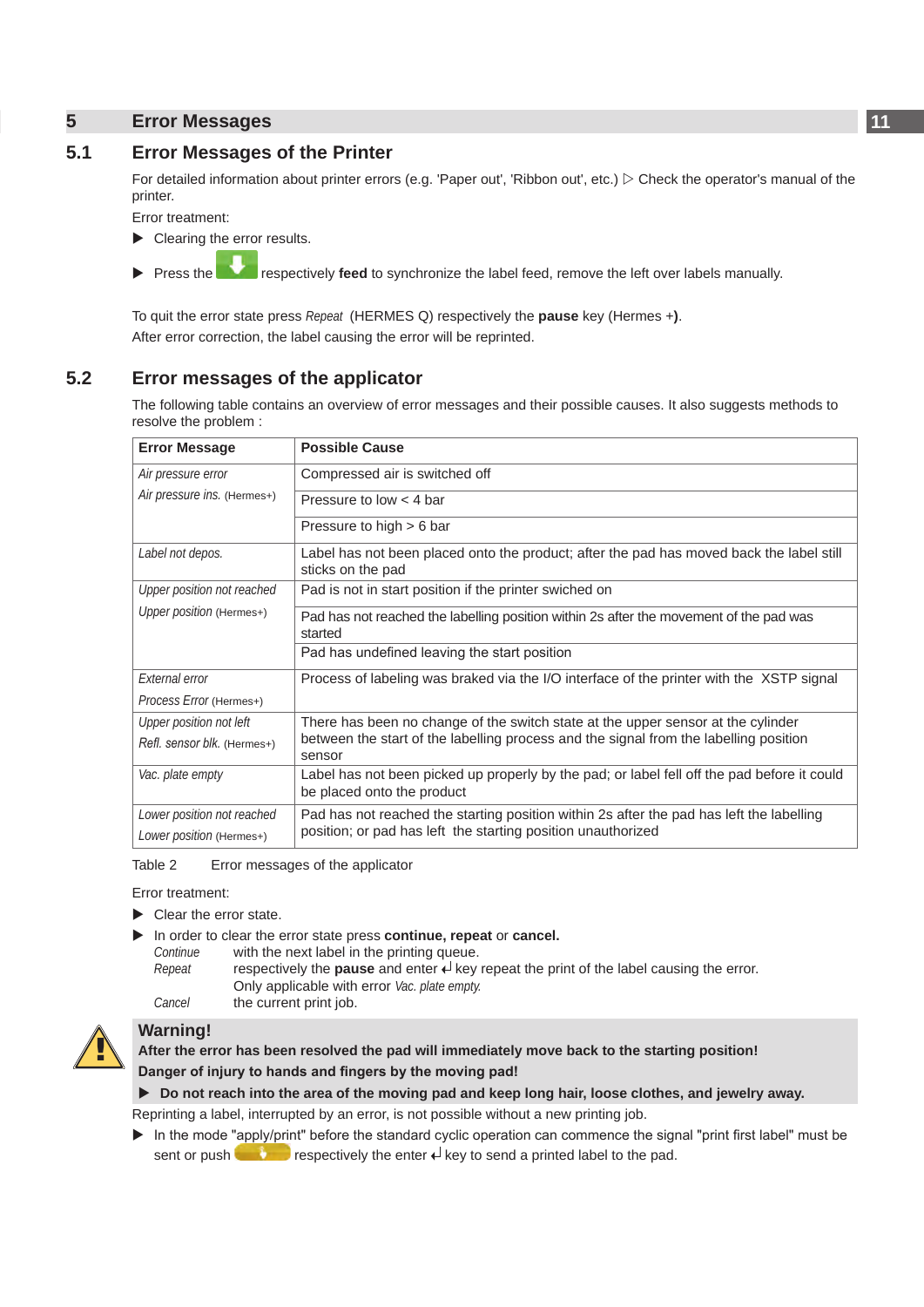# 5 Error Messages

## 5.1 Error Messages of the Printer

For detailed information about printer errors (e.g. 'Paper out', 'Ribbon out', etc.) ▷ Check the operator's manual of the printer.

Error treatment:

▶ Clearing the error results.

▶ Press the respectively **feed** to synchronize the label feed, remove the left over labels manually.

To quit the error state press *Repeat* (HERMES Q) respectively the **pause** key (Hermes +**)**.
After error correction, the label causing the error will be reprinted.

## 5.2 Error messages of the applicator

The following table contains an overview of error messages and their possible causes. It also suggests methods to resolve the problem :

| Error Message | Possible Cause |
|---|---|
| *Air pressure error*<br>*Air pressure ins.* (Hermes+) | Compressed air is switched off |
| | Pressure to low < 4 bar |
| | Pressure to high > 6 bar |
| *Label not depos.* | Label has not been placed onto the product; after the pad has moved back the label still sticks on the pad |
| *Upper position not reached*<br>*Upper position* (Hermes+) | Pad is not in start position if the printer swiched on |
| | Pad has not reached the labelling position within 2s after the movement of the pad was started |
| | Pad has undefined leaving the start position |
| *External error*<br>*Process Error* (Hermes+) | Process of labeling was braked via the I/O interface of the printer with the XSTP signal |
| *Upper position not left*<br>*Refl. sensor blk.* (Hermes+) | There has been no change of the switch state at the upper sensor at the cylinder between the start of the labelling process and the signal from the labelling position sensor |
| *Vac. plate empty* | Label has not been picked up properly by the pad; or label fell off the pad before it could be placed onto the product |
| *Lower position not reached*<br>*Lower position* (Hermes+) | Pad has not reached the starting position within 2s after the pad has left the labelling position; or pad has left the starting position unauthorized |

Table 2 Error messages of the applicator

Error treatment:

▶ Clear the error state.

▶ In order to clear the error state press **continue, repeat** or **cancel.**

*Continue* with the next label in the printing queue.
*Repeat* respectively the **pause** and enter ↵ key repeat the print of the label causing the error. Only applicable with error *Vac. plate empty.*
*Cancel* the current print job.

**Warning!**
**After the error has been resolved the pad will immediately move back to the starting position!**
**Danger of injury to hands and fingers by the moving pad!**

▶ **Do not reach into the area of the moving pad and keep long hair, loose clothes, and jewelry away.**

Reprinting a label, interrupted by an error, is not possible without a new printing job.

▶ In the mode "apply/print" before the standard cyclic operation can commence the signal "print first label" must be sent or push respectively the enter ↵ key to send a printed label to the pad.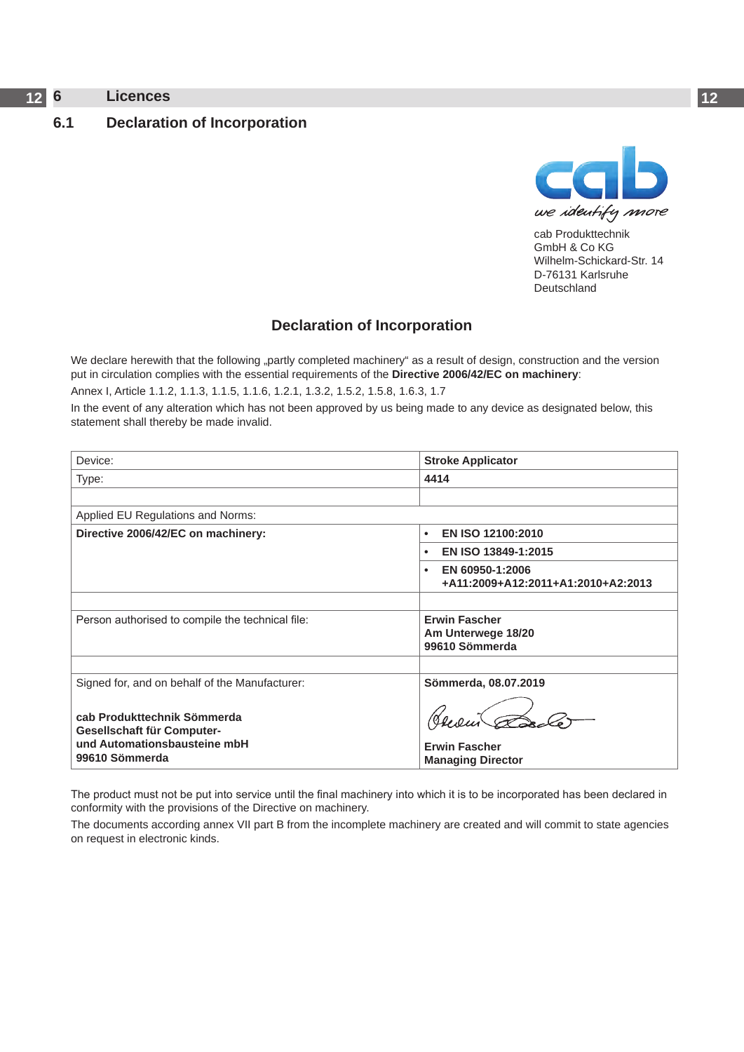# 6 Licences

## 6.1 Declaration of Incorporation

cab Produkttechnik
GmbH & Co KG
Wilhelm-Schickard-Str. 14
D-76131 Karlsruhe
Deutschland

### Declaration of Incorporation

We declare herewith that the following „partly completed machinery“ as a result of design, construction and the version put in circulation complies with the essential requirements of the **Directive 2006/42/EC on machinery**:

Annex I, Article 1.1.2, 1.1.3, 1.1.5, 1.1.6, 1.2.1, 1.3.2, 1.5.2, 1.5.8, 1.6.3, 1.7

In the event of any alteration which has not been approved by us being made to any device as designated below, this statement shall thereby be made invalid.

| Device: | **Stroke Applicator** |
|---|---|
| Type: | **4414** |
| | |
| Applied EU Regulations and Norms: | |
| **Directive 2006/42/EC on machinery:** | • **EN ISO 12100:2010** |
| | • **EN ISO 13849-1:2015** |
| | • **EN 60950-1:2006 +A11:2009+A12:2011+A1:2010+A2:2013** |
| | |
| Person authorised to compile the technical file: | **Erwin Fascher**<br>**Am Unterwege 18/20**<br>**99610 Sömmerda** |
| | |
| Signed for, and on behalf of the Manufacturer:<br><br>**cab Produkttechnik Sömmerda**<br>**Gesellschaft für Computer-**<br>**und Automationsbausteine mbH**<br>**99610 Sömmerda** | **Sömmerda, 08.07.2019**<br><br>**Erwin Fascher**<br>**Managing Director** |

The product must not be put into service until the final machinery into which it is to be incorporated has been declared in conformity with the provisions of the Directive on machinery.

The documents according annex VII part B from the incomplete machinery are created and will commit to state agencies on request in electronic kinds.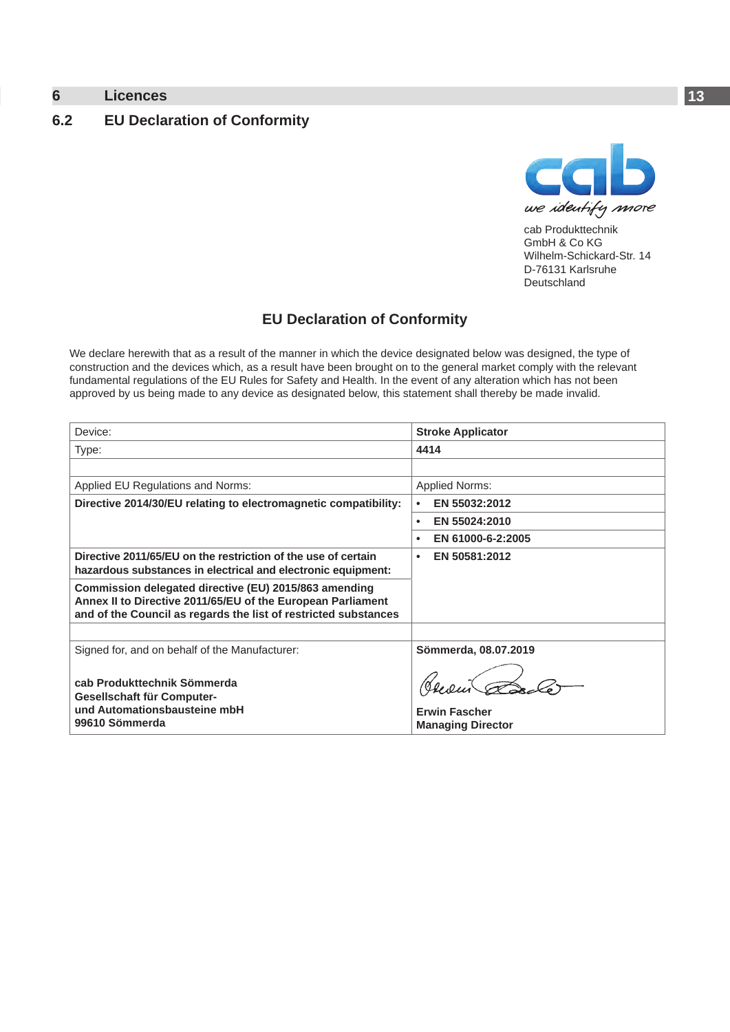## 6 Licences

### 6.2 EU Declaration of Conformity

cab Produkttechnik
GmbH & Co KG
Wilhelm-Schickard-Str. 14
D-76131 Karlsruhe
Deutschland

**EU Declaration of Conformity**

We declare herewith that as a result of the manner in which the device designated below was designed, the type of construction and the devices which, as a result have been brought on to the general market comply with the relevant fundamental regulations of the EU Rules for Safety and Health. In the event of any alteration which has not been approved by us being made to any device as designated below, this statement shall thereby be made invalid.

| | |
|---|---|
| Device: | **Stroke Applicator** |
| Type: | **4414** |
| | |
| Applied EU Regulations and Norms: | Applied Norms: |
| **Directive 2014/30/EU relating to electromagnetic compatibility:** | • **EN 55032:2012** |
| | • **EN 55024:2010** |
| | • **EN 61000-6-2:2005** |
| **Directive 2011/65/EU on the restriction of the use of certain hazardous substances in electrical and electronic equipment:** | • **EN 50581:2012** |
| **Commission delegated directive (EU) 2015/863 amending Annex II to Directive 2011/65/EU of the European Parliament and of the Council as regards the list of restricted substances** | |
| | |
| Signed for, and on behalf of the Manufacturer:<br><br>**cab Produkttechnik Sömmerda Gesellschaft für Computer- und Automationsbausteine mbH 99610 Sömmerda** | **Sömmerda, 08.07.2019**<br><br>**Erwin Fascher Managing Director** |